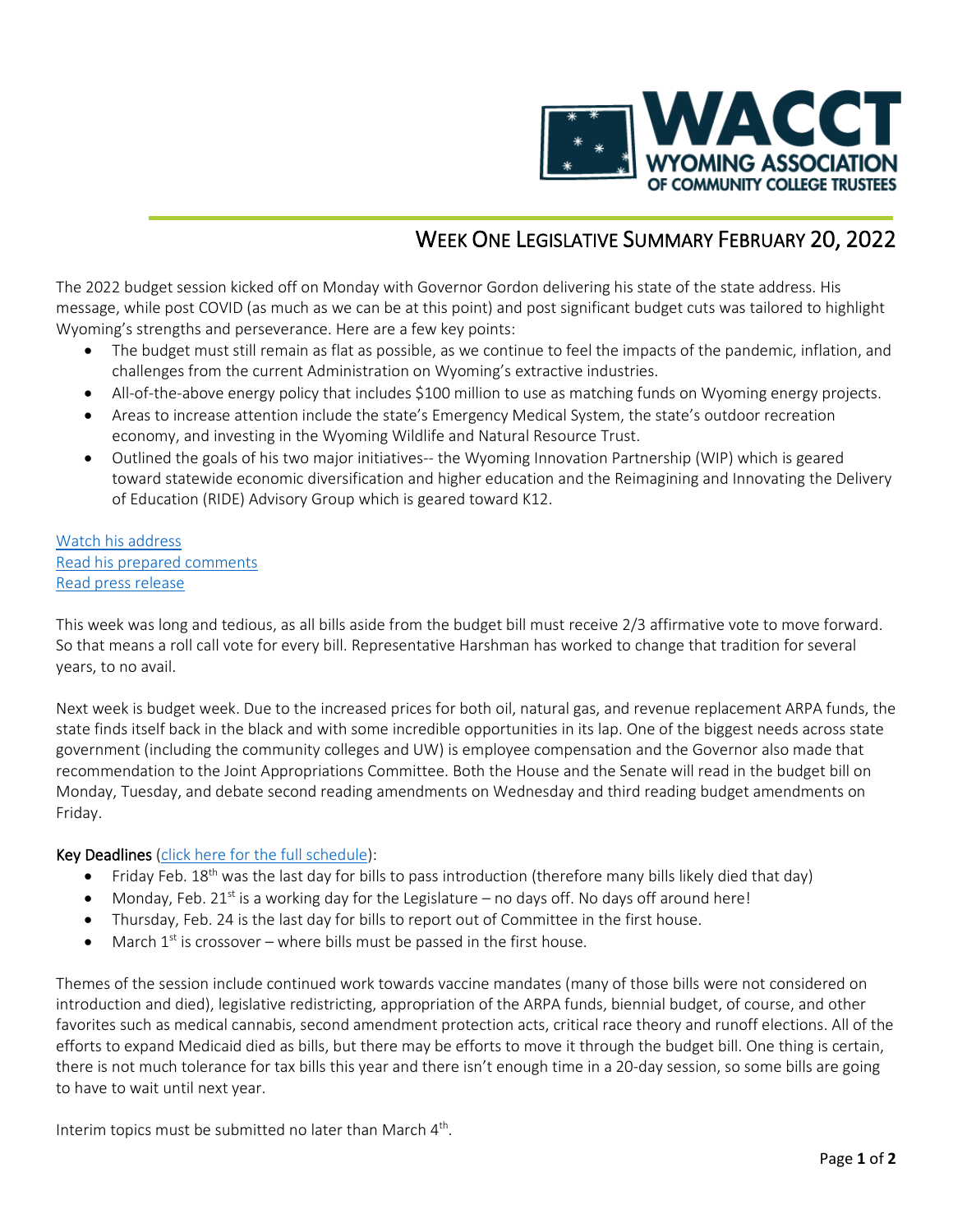WACCT
WYOMING ASSOCIATION OF COMMUNITY COLLEGE TRUSTEES

# WEEK ONE LEGISLATIVE SUMMARY FEBRUARY 20, 2022

The 2022 budget session kicked off on Monday with Governor Gordon delivering his state of the state address. His message, while post COVID (as much as we can be at this point) and post significant budget cuts was tailored to highlight Wyoming's strengths and perseverance. Here are a few key points:

- The budget must still remain as flat as possible, as we continue to feel the impacts of the pandemic, inflation, and challenges from the current Administration on Wyoming's extractive industries.
- All-of-the-above energy policy that includes $100 million to use as matching funds on Wyoming energy projects.
- Areas to increase attention include the state's Emergency Medical System, the state's outdoor recreation economy, and investing in the Wyoming Wildlife and Natural Resource Trust.
- Outlined the goals of his two major initiatives-- the Wyoming Innovation Partnership (WIP) which is geared toward statewide economic diversification and higher education and the Reimagining and Innovating the Delivery of Education (RIDE) Advisory Group which is geared toward K12.

[Watch his address](#)
[Read his prepared comments](#)
[Read press release](#)

This week was long and tedious, as all bills aside from the budget bill must receive 2/3 affirmative vote to move forward. So that means a roll call vote for every bill. Representative Harshman has worked to change that tradition for several years, to no avail.

Next week is budget week. Due to the increased prices for both oil, natural gas, and revenue replacement ARPA funds, the state finds itself back in the black and with some incredible opportunities in its lap. One of the biggest needs across state government (including the community colleges and UW) is employee compensation and the Governor also made that recommendation to the Joint Appropriations Committee. Both the House and the Senate will read in the budget bill on Monday, Tuesday, and debate second reading amendments on Wednesday and third reading budget amendments on Friday.

**Key Deadlines** ([click here for the full schedule](#)):

- Friday Feb. 18th was the last day for bills to pass introduction (therefore many bills likely died that day)
- Monday, Feb. 21st is a working day for the Legislature – no days off. No days off around here!
- Thursday, Feb. 24 is the last day for bills to report out of Committee in the first house.
- March 1st is crossover – where bills must be passed in the first house.

Themes of the session include continued work towards vaccine mandates (many of those bills were not considered on introduction and died), legislative redistricting, appropriation of the ARPA funds, biennial budget, of course, and other favorites such as medical cannabis, second amendment protection acts, critical race theory and runoff elections. All of the efforts to expand Medicaid died as bills, but there may be efforts to move it through the budget bill. One thing is certain, there is not much tolerance for tax bills this year and there isn't enough time in a 20-day session, so some bills are going to have to wait until next year.

Interim topics must be submitted no later than March 4th.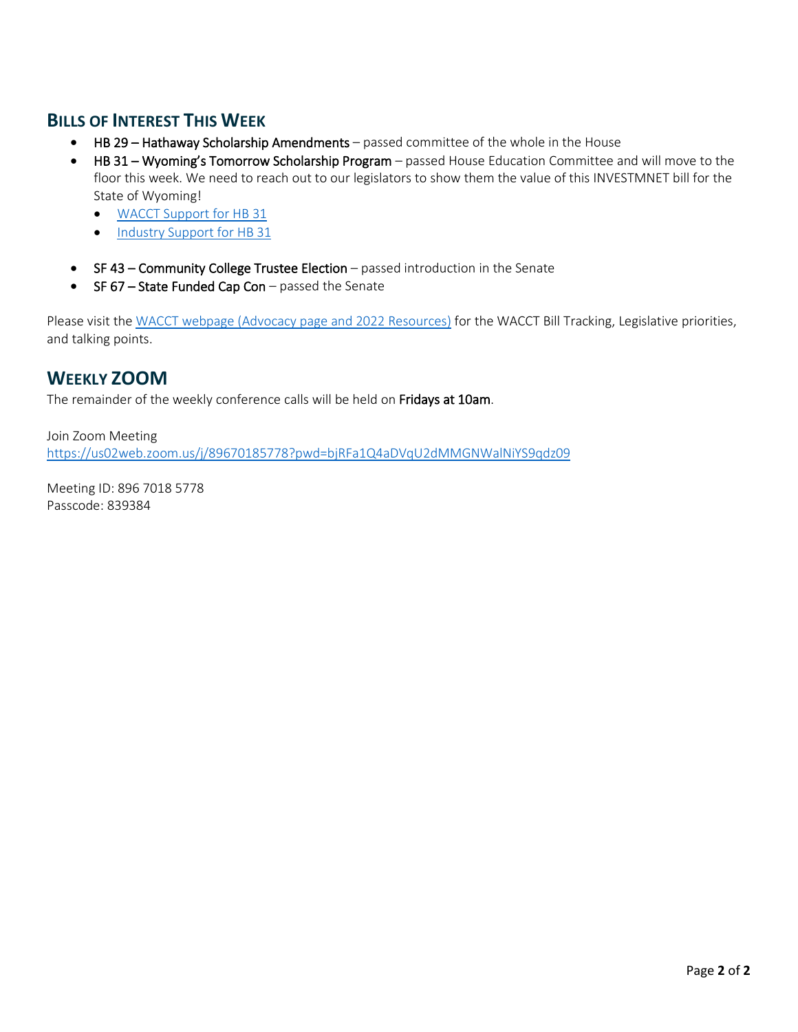## Bills of Interest This Week

- **HB 29 – Hathaway Scholarship Amendments** – passed committee of the whole in the House
- **HB 31 – Wyoming's Tomorrow Scholarship Program** – passed House Education Committee and will move to the floor this week. We need to reach out to our legislators to show them the value of this INVESTMNET bill for the State of Wyoming!
  - [WACCT Support for HB 31]
  - [Industry Support for HB 31]
- **SF 43 – Community College Trustee Election** – passed introduction in the Senate
- **SF 67 – State Funded Cap Con** – passed the Senate

Please visit the [WACCT webpage (Advocacy page and 2022 Resources)] for the WACCT Bill Tracking, Legislative priorities, and talking points.

## Weekly ZOOM

The remainder of the weekly conference calls will be held on **Fridays at 10am**.

Join Zoom Meeting
https://us02web.zoom.us/j/89670185778?pwd=bjRFa1Q4aDVqU2dMMGNWalNiYS9qdz09

Meeting ID: 896 7018 5778
Passcode: 839384